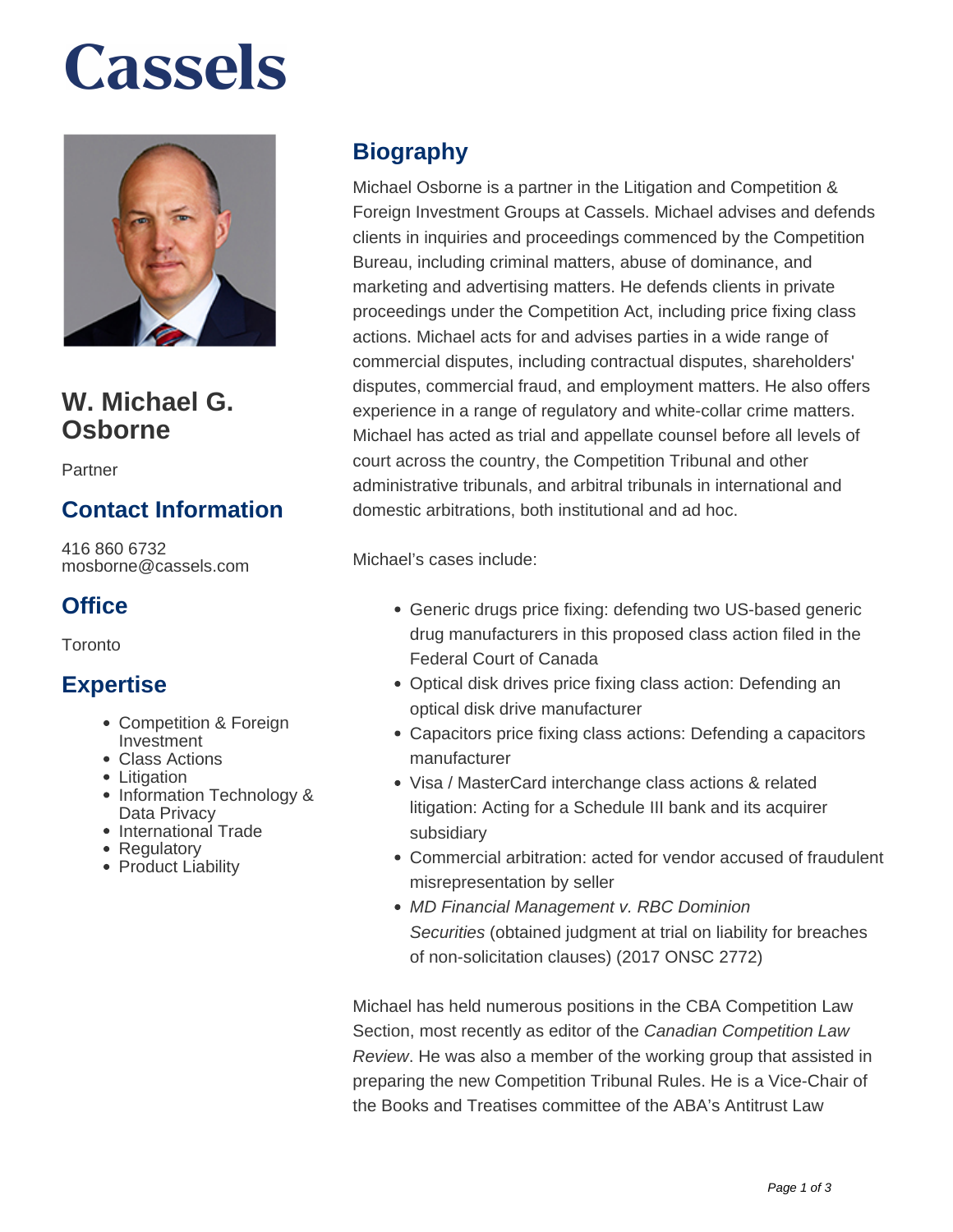# Cassels

## W. Michael G. Osborne

Partner

## Contact Information

416 860 6732
mosborne@cassels.com

## Office

Toronto

## Expertise

- Competition & Foreign Investment
- Class Actions
- Litigation
- Information Technology & Data Privacy
- International Trade
- Regulatory
- Product Liability

## Biography

Michael Osborne is a partner in the Litigation and Competition & Foreign Investment Groups at Cassels. Michael advises and defends clients in inquiries and proceedings commenced by the Competition Bureau, including criminal matters, abuse of dominance, and marketing and advertising matters. He defends clients in private proceedings under the Competition Act, including price fixing class actions. Michael acts for and advises parties in a wide range of commercial disputes, including contractual disputes, shareholders' disputes, commercial fraud, and employment matters. He also offers experience in a range of regulatory and white-collar crime matters. Michael has acted as trial and appellate counsel before all levels of court across the country, the Competition Tribunal and other administrative tribunals, and arbitral tribunals in international and domestic arbitrations, both institutional and ad hoc.

Michael's cases include:

- Generic drugs price fixing: defending two US-based generic drug manufacturers in this proposed class action filed in the Federal Court of Canada
- Optical disk drives price fixing class action: Defending an optical disk drive manufacturer
- Capacitors price fixing class actions: Defending a capacitors manufacturer
- Visa / MasterCard interchange class actions & related litigation: Acting for a Schedule III bank and its acquirer subsidiary
- Commercial arbitration: acted for vendor accused of fraudulent misrepresentation by seller
- *MD Financial Management v. RBC Dominion Securities* (obtained judgment at trial on liability for breaches of non-solicitation clauses) (2017 ONSC 2772)

Michael has held numerous positions in the CBA Competition Law Section, most recently as editor of the *Canadian Competition Law Review*. He was also a member of the working group that assisted in preparing the new Competition Tribunal Rules. He is a Vice-Chair of the Books and Treatises committee of the ABA's Antitrust Law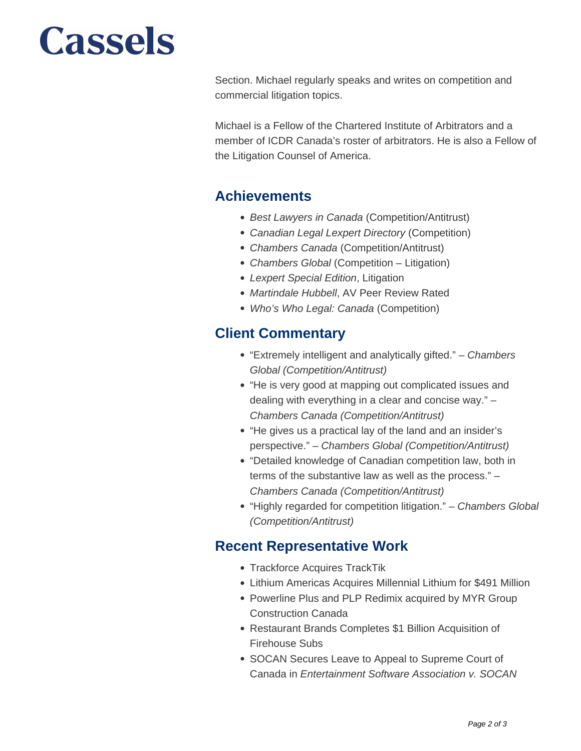Section. Michael regularly speaks and writes on competition and commercial litigation topics.

Michael is a Fellow of the Chartered Institute of Arbitrators and a member of ICDR Canada's roster of arbitrators. He is also a Fellow of the Litigation Counsel of America.

## Achievements

- *Best Lawyers in Canada* (Competition/Antitrust)
- *Canadian Legal Lexpert Directory* (Competition)
- *Chambers Canada* (Competition/Antitrust)
- *Chambers Global* (Competition – Litigation)
- *Lexpert Special Edition*, Litigation
- *Martindale Hubbell*, AV Peer Review Rated
- *Who's Who Legal: Canada* (Competition)

## Client Commentary

- "Extremely intelligent and analytically gifted." – *Chambers Global (Competition/Antitrust)*
- "He is very good at mapping out complicated issues and dealing with everything in a clear and concise way." – *Chambers Canada (Competition/Antitrust)*
- "He gives us a practical lay of the land and an insider's perspective." – *Chambers Global (Competition/Antitrust)*
- "Detailed knowledge of Canadian competition law, both in terms of the substantive law as well as the process." – *Chambers Canada (Competition/Antitrust)*
- "Highly regarded for competition litigation." – *Chambers Global (Competition/Antitrust)*

## Recent Representative Work

- Trackforce Acquires TrackTik
- Lithium Americas Acquires Millennial Lithium for $491 Million
- Powerline Plus and PLP Redimix acquired by MYR Group Construction Canada
- Restaurant Brands Completes $1 Billion Acquisition of Firehouse Subs
- SOCAN Secures Leave to Appeal to Supreme Court of Canada in *Entertainment Software Association v. SOCAN*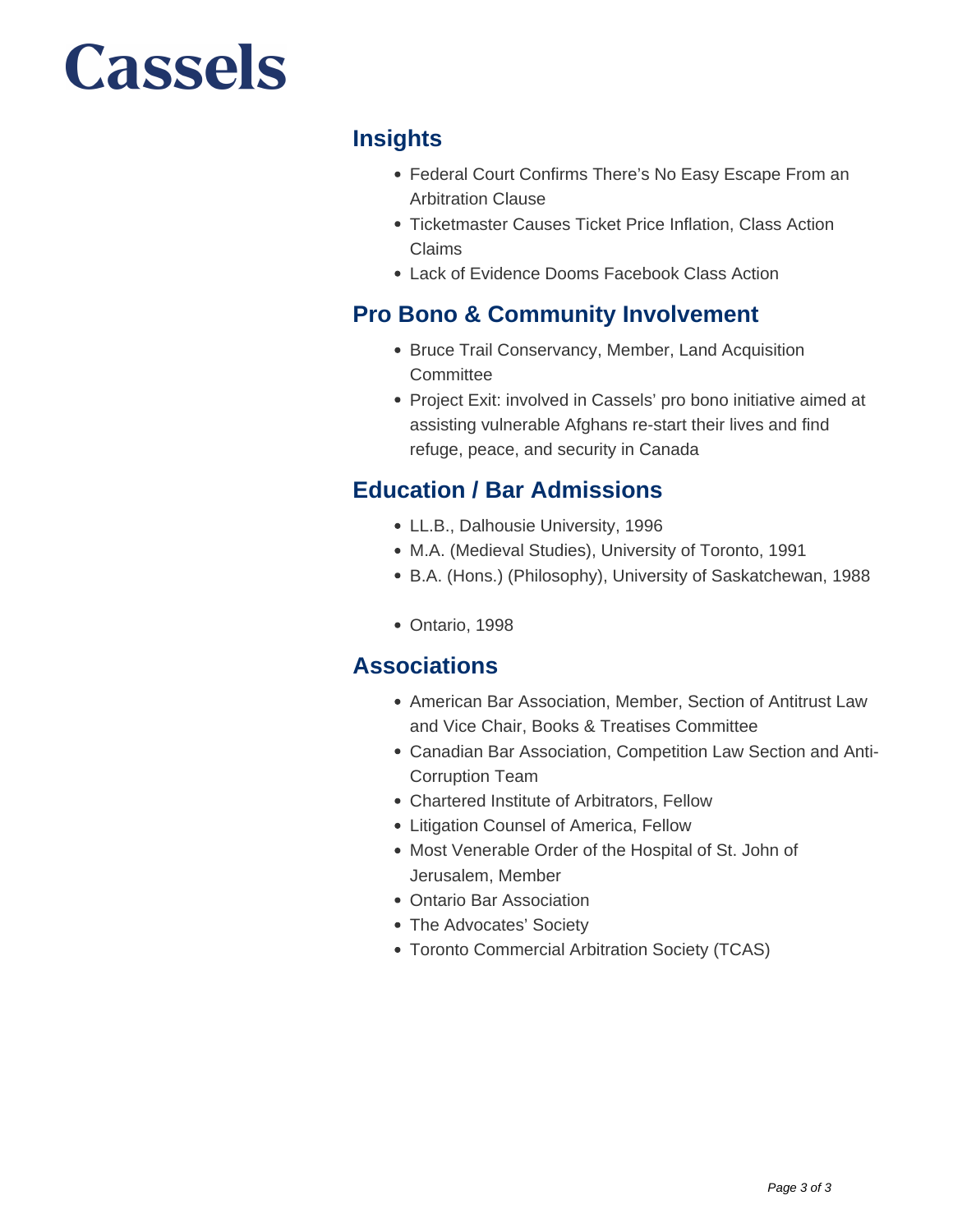## Insights

- Federal Court Confirms There's No Easy Escape From an Arbitration Clause
- Ticketmaster Causes Ticket Price Inflation, Class Action Claims
- Lack of Evidence Dooms Facebook Class Action

## Pro Bono & Community Involvement

- Bruce Trail Conservancy, Member, Land Acquisition Committee
- Project Exit: involved in Cassels' pro bono initiative aimed at assisting vulnerable Afghans re-start their lives and find refuge, peace, and security in Canada

## Education / Bar Admissions

- LL.B., Dalhousie University, 1996
- M.A. (Medieval Studies), University of Toronto, 1991
- B.A. (Hons.) (Philosophy), University of Saskatchewan, 1988

- Ontario, 1998

## Associations

- American Bar Association, Member, Section of Antitrust Law and Vice Chair, Books & Treatises Committee
- Canadian Bar Association, Competition Law Section and Anti-Corruption Team
- Chartered Institute of Arbitrators, Fellow
- Litigation Counsel of America, Fellow
- Most Venerable Order of the Hospital of St. John of Jerusalem, Member
- Ontario Bar Association
- The Advocates' Society
- Toronto Commercial Arbitration Society (TCAS)